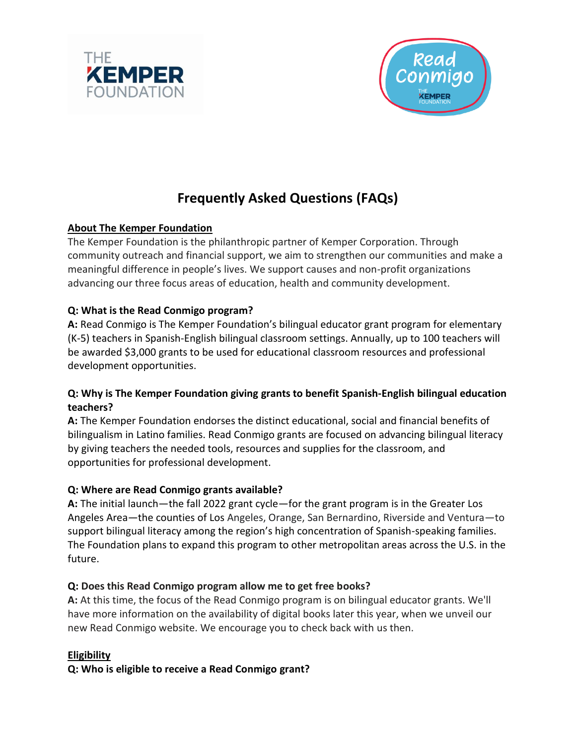# Frequently Asked Questions (FAQs)

## About The Kemper Foundation

The Kemper Foundation is the philanthropic partner of Kemper Corporation. Through community outreach and financial support, we aim to strengthen our communities and make a meaningful difference in people's lives. We support causes and non-profit organizations advancing our three focus areas of education, health and community development.

**Q: What is the Read Conmigo program?**

**A:** Read Conmigo is The Kemper Foundation's bilingual educator grant program for elementary (K-5) teachers in Spanish-English bilingual classroom settings. Annually, up to 100 teachers will be awarded $3,000 grants to be used for educational classroom resources and professional development opportunities.

**Q: Why is The Kemper Foundation giving grants to benefit Spanish-English bilingual education teachers?**

**A:** The Kemper Foundation endorses the distinct educational, social and financial benefits of bilingualism in Latino families. Read Conmigo grants are focused on advancing bilingual literacy by giving teachers the needed tools, resources and supplies for the classroom, and opportunities for professional development.

**Q: Where are Read Conmigo grants available?**

**A:** The initial launch—the fall 2022 grant cycle—for the grant program is in the Greater Los Angeles Area—the counties of Los Angeles, Orange, San Bernardino, Riverside and Ventura—to support bilingual literacy among the region's high concentration of Spanish-speaking families. The Foundation plans to expand this program to other metropolitan areas across the U.S. in the future.

**Q: Does this Read Conmigo program allow me to get free books?**

**A:** At this time, the focus of the Read Conmigo program is on bilingual educator grants. We'll have more information on the availability of digital books later this year, when we unveil our new Read Conmigo website. We encourage you to check back with us then.

## Eligibility

**Q: Who is eligible to receive a Read Conmigo grant?**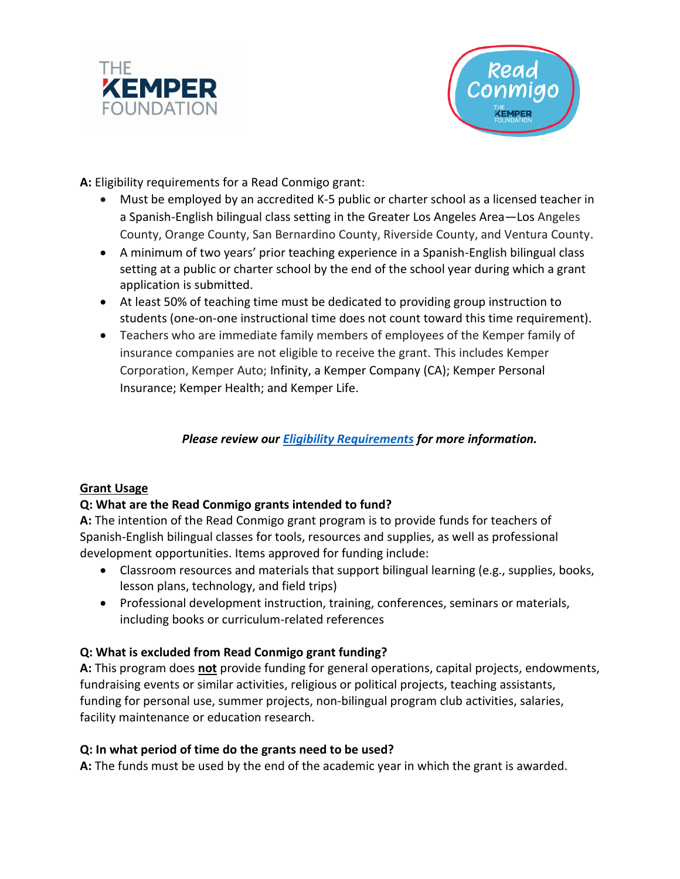**A:** Eligibility requirements for a Read Conmigo grant:

- Must be employed by an accredited K-5 public or charter school as a licensed teacher in a Spanish-English bilingual class setting in the Greater Los Angeles Area—Los Angeles County, Orange County, San Bernardino County, Riverside County, and Ventura County.
- A minimum of two years' prior teaching experience in a Spanish-English bilingual class setting at a public or charter school by the end of the school year during which a grant application is submitted.
- At least 50% of teaching time must be dedicated to providing group instruction to students (one-on-one instructional time does not count toward this time requirement).
- Teachers who are immediate family members of employees of the Kemper family of insurance companies are not eligible to receive the grant. This includes Kemper Corporation, Kemper Auto; Infinity, a Kemper Company (CA); Kemper Personal Insurance; Kemper Health; and Kemper Life.

***Please review our [Eligibility Requirements] for more information.***

__Grant Usage__

**Q: What are the Read Conmigo grants intended to fund?**

**A:** The intention of the Read Conmigo grant program is to provide funds for teachers of Spanish-English bilingual classes for tools, resources and supplies, as well as professional development opportunities. Items approved for funding include:

- Classroom resources and materials that support bilingual learning (e.g., supplies, books, lesson plans, technology, and field trips)
- Professional development instruction, training, conferences, seminars or materials, including books or curriculum-related references

**Q: What is excluded from Read Conmigo grant funding?**

**A:** This program does __**not**__ provide funding for general operations, capital projects, endowments, fundraising events or similar activities, religious or political projects, teaching assistants, funding for personal use, summer projects, non-bilingual program club activities, salaries, facility maintenance or education research.

**Q: In what period of time do the grants need to be used?**

**A:** The funds must be used by the end of the academic year in which the grant is awarded.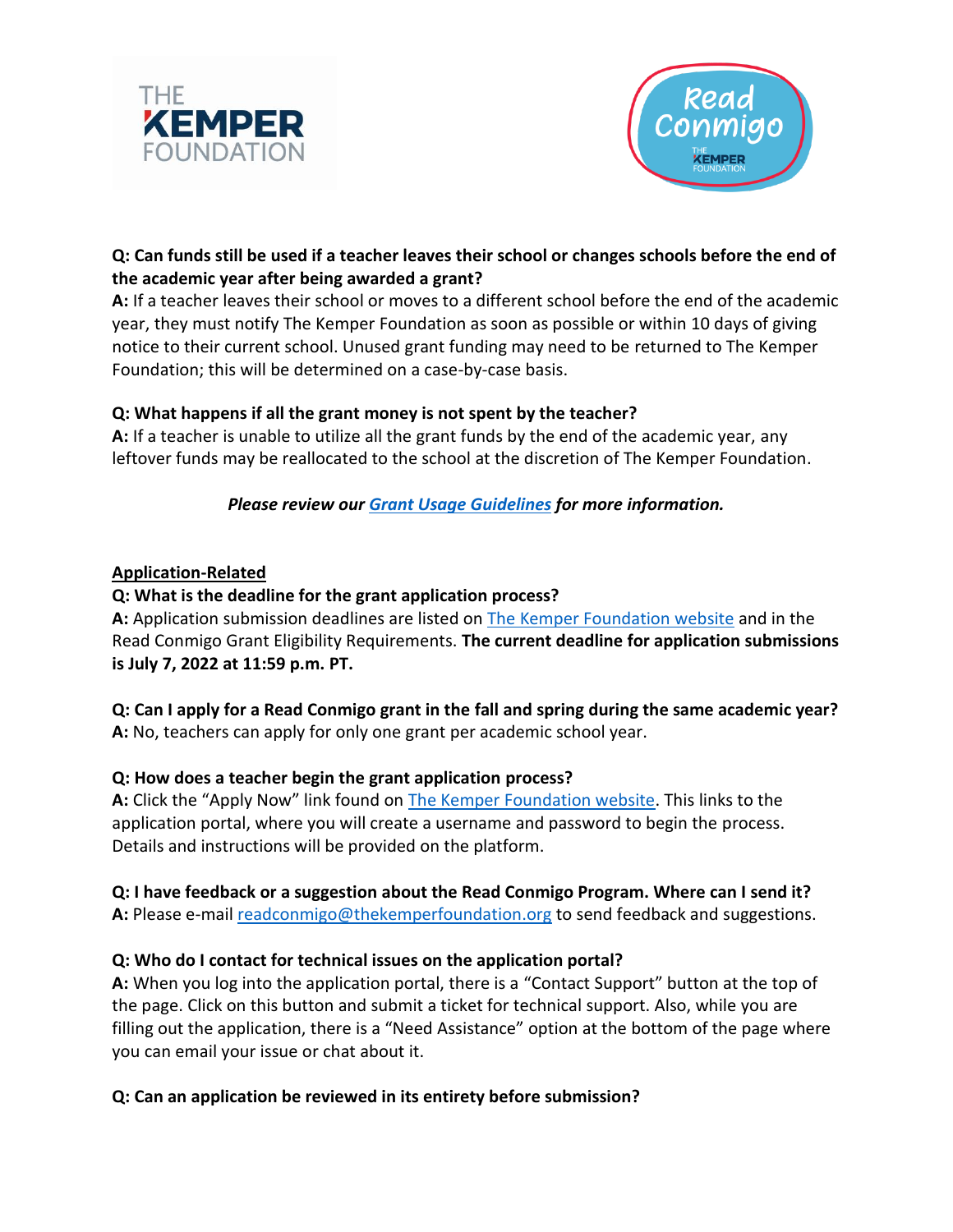**Q: Can funds still be used if a teacher leaves their school or changes schools before the end of the academic year after being awarded a grant?**
**A:** If a teacher leaves their school or moves to a different school before the end of the academic year, they must notify The Kemper Foundation as soon as possible or within 10 days of giving notice to their current school. Unused grant funding may need to be returned to The Kemper Foundation; this will be determined on a case-by-case basis.

**Q: What happens if all the grant money is not spent by the teacher?**
**A:** If a teacher is unable to utilize all the grant funds by the end of the academic year, any leftover funds may be reallocated to the school at the discretion of The Kemper Foundation.

***Please review our Grant Usage Guidelines for more information.***

## Application-Related

**Q: What is the deadline for the grant application process?**
**A:** Application submission deadlines are listed on The Kemper Foundation website and in the Read Conmigo Grant Eligibility Requirements. **The current deadline for application submissions is July 7, 2022 at 11:59 p.m. PT.**

**Q: Can I apply for a Read Conmigo grant in the fall and spring during the same academic year?**
**A:** No, teachers can apply for only one grant per academic school year.

**Q: How does a teacher begin the grant application process?**
**A:** Click the "Apply Now" link found on The Kemper Foundation website. This links to the application portal, where you will create a username and password to begin the process. Details and instructions will be provided on the platform.

**Q: I have feedback or a suggestion about the Read Conmigo Program. Where can I send it?**
**A:** Please e-mail readconmigo@thekemperfoundation.org to send feedback and suggestions.

**Q: Who do I contact for technical issues on the application portal?**
**A:** When you log into the application portal, there is a "Contact Support" button at the top of the page. Click on this button and submit a ticket for technical support. Also, while you are filling out the application, there is a "Need Assistance" option at the bottom of the page where you can email your issue or chat about it.

**Q: Can an application be reviewed in its entirety before submission?**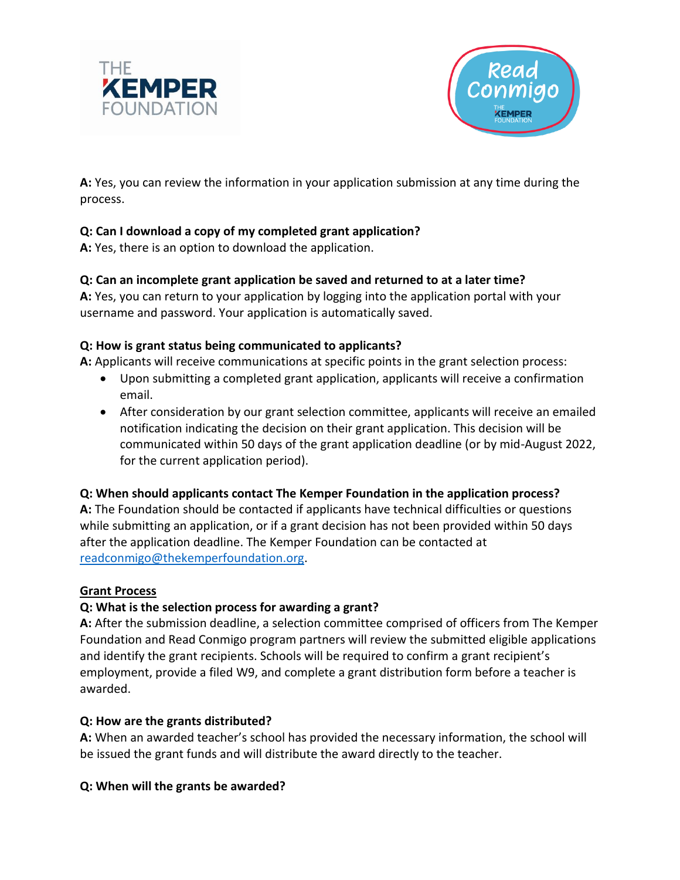**A:** Yes, you can review the information in your application submission at any time during the process.

**Q: Can I download a copy of my completed grant application?**
**A:** Yes, there is an option to download the application.

**Q: Can an incomplete grant application be saved and returned to at a later time?**
**A:** Yes, you can return to your application by logging into the application portal with your username and password. Your application is automatically saved.

**Q: How is grant status being communicated to applicants?**
**A:** Applicants will receive communications at specific points in the grant selection process:

- Upon submitting a completed grant application, applicants will receive a confirmation email.
- After consideration by our grant selection committee, applicants will receive an emailed notification indicating the decision on their grant application. This decision will be communicated within 50 days of the grant application deadline (or by mid-August 2022, for the current application period).

**Q: When should applicants contact The Kemper Foundation in the application process?**
**A:** The Foundation should be contacted if applicants have technical difficulties or questions while submitting an application, or if a grant decision has not been provided within 50 days after the application deadline. The Kemper Foundation can be contacted at readconmigo@thekemperfoundation.org.

## Grant Process

**Q: What is the selection process for awarding a grant?**
**A:** After the submission deadline, a selection committee comprised of officers from The Kemper Foundation and Read Conmigo program partners will review the submitted eligible applications and identify the grant recipients. Schools will be required to confirm a grant recipient's employment, provide a filed W9, and complete a grant distribution form before a teacher is awarded.

**Q: How are the grants distributed?**
**A:** When an awarded teacher's school has provided the necessary information, the school will be issued the grant funds and will distribute the award directly to the teacher.

**Q: When will the grants be awarded?**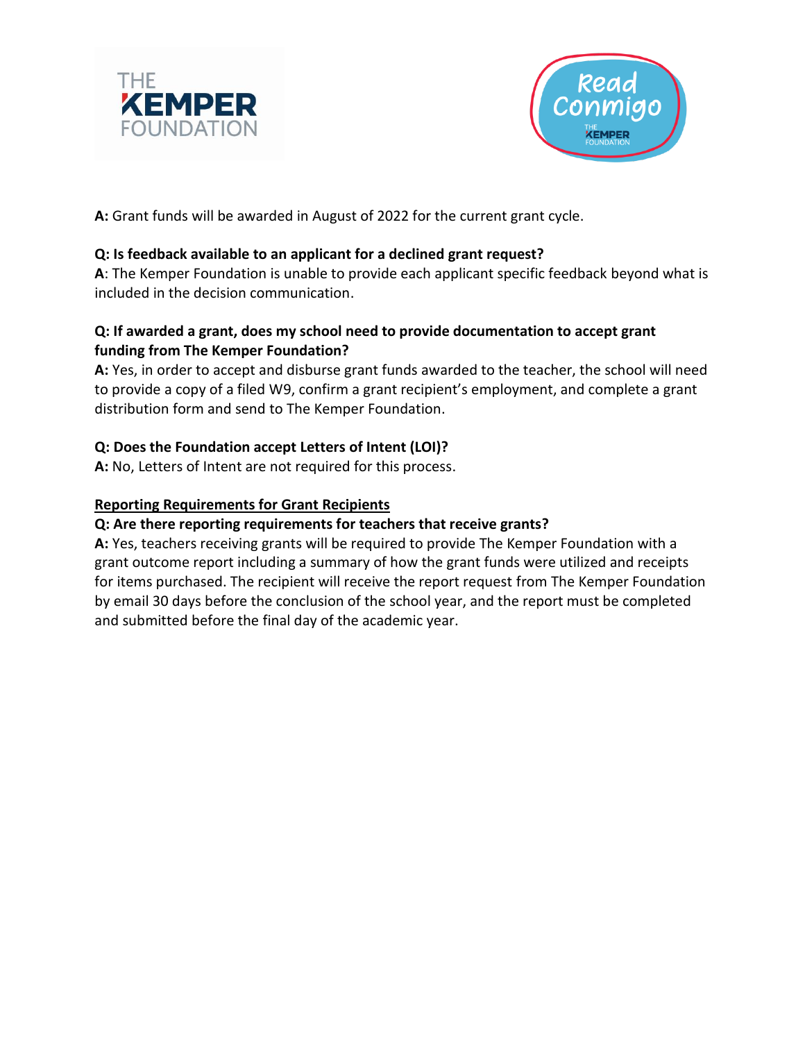**A:** Grant funds will be awarded in August of 2022 for the current grant cycle.

**Q: Is feedback available to an applicant for a declined grant request?**
**A**: The Kemper Foundation is unable to provide each applicant specific feedback beyond what is included in the decision communication.

**Q: If awarded a grant, does my school need to provide documentation to accept grant funding from The Kemper Foundation?**
**A:** Yes, in order to accept and disburse grant funds awarded to the teacher, the school will need to provide a copy of a filed W9, confirm a grant recipient's employment, and complete a grant distribution form and send to The Kemper Foundation.

**Q: Does the Foundation accept Letters of Intent (LOI)?**
**A:** No, Letters of Intent are not required for this process.

**<u>Reporting Requirements for Grant Recipients</u>**

**Q: Are there reporting requirements for teachers that receive grants?**
**A:** Yes, teachers receiving grants will be required to provide The Kemper Foundation with a grant outcome report including a summary of how the grant funds were utilized and receipts for items purchased. The recipient will receive the report request from The Kemper Foundation by email 30 days before the conclusion of the school year, and the report must be completed and submitted before the final day of the academic year.